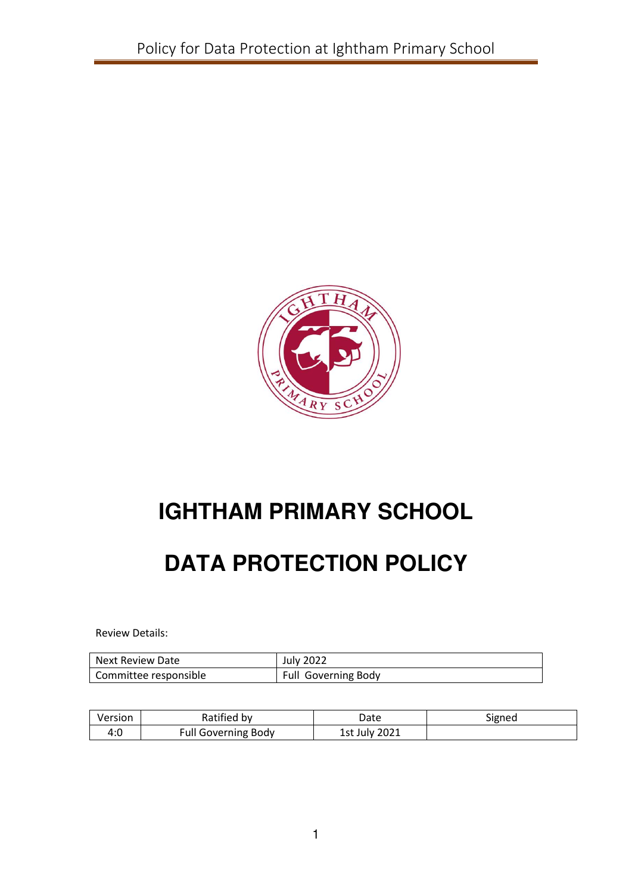# IGHTHAM PRIMARY SCHOOL

# DATA PROTECTION POLICY

Review Details:

| Next Review Date | July 2022 |
|---|---|
| Committee responsible | Full Governing Body |

| Version | Ratified by | Date | Signed |
|---|---|---|---|
| 4:0 | Full Governing Body | 1st July 2021 | |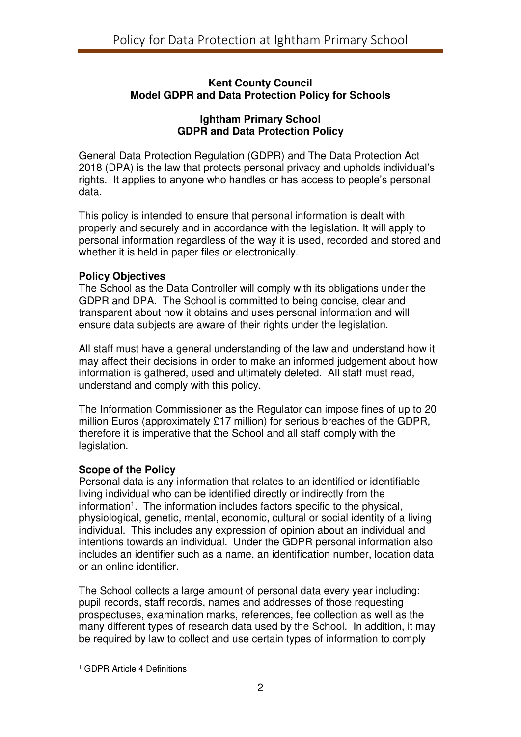**Kent County Council**
**Model GDPR and Data Protection Policy for Schools**

**Ightham Primary School**
**GDPR and Data Protection Policy**

General Data Protection Regulation (GDPR) and The Data Protection Act 2018 (DPA) is the law that protects personal privacy and upholds individual's rights. It applies to anyone who handles or has access to people's personal data.

This policy is intended to ensure that personal information is dealt with properly and securely and in accordance with the legislation. It will apply to personal information regardless of the way it is used, recorded and stored and whether it is held in paper files or electronically.

**Policy Objectives**

The School as the Data Controller will comply with its obligations under the GDPR and DPA. The School is committed to being concise, clear and transparent about how it obtains and uses personal information and will ensure data subjects are aware of their rights under the legislation.

All staff must have a general understanding of the law and understand how it may affect their decisions in order to make an informed judgement about how information is gathered, used and ultimately deleted. All staff must read, understand and comply with this policy.

The Information Commissioner as the Regulator can impose fines of up to 20 million Euros (approximately £17 million) for serious breaches of the GDPR, therefore it is imperative that the School and all staff comply with the legislation.

**Scope of the Policy**

Personal data is any information that relates to an identified or identifiable living individual who can be identified directly or indirectly from the information[1]. The information includes factors specific to the physical, physiological, genetic, mental, economic, cultural or social identity of a living individual. This includes any expression of opinion about an individual and intentions towards an individual. Under the GDPR personal information also includes an identifier such as a name, an identification number, location data or an online identifier.

The School collects a large amount of personal data every year including: pupil records, staff records, names and addresses of those requesting prospectuses, examination marks, references, fee collection as well as the many different types of research data used by the School. In addition, it may be required by law to collect and use certain types of information to comply

[1] GDPR Article 4 Definitions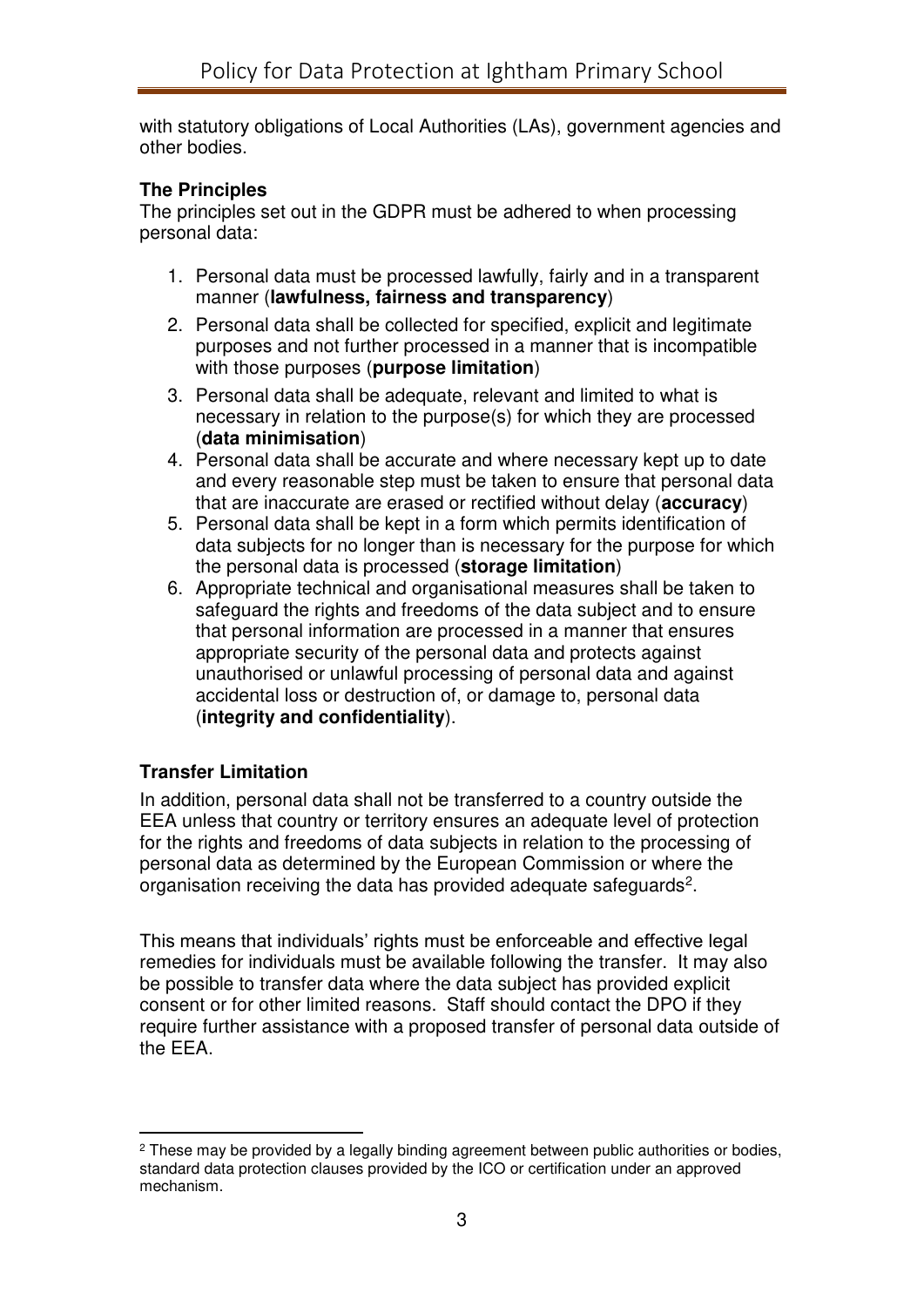with statutory obligations of Local Authorities (LAs), government agencies and other bodies.

**The Principles**

The principles set out in the GDPR must be adhered to when processing personal data:

1. Personal data must be processed lawfully, fairly and in a transparent manner (**lawfulness, fairness and transparency**)
2. Personal data shall be collected for specified, explicit and legitimate purposes and not further processed in a manner that is incompatible with those purposes (**purpose limitation**)
3. Personal data shall be adequate, relevant and limited to what is necessary in relation to the purpose(s) for which they are processed (**data minimisation**)
4. Personal data shall be accurate and where necessary kept up to date and every reasonable step must be taken to ensure that personal data that are inaccurate are erased or rectified without delay (**accuracy**)
5. Personal data shall be kept in a form which permits identification of data subjects for no longer than is necessary for the purpose for which the personal data is processed (**storage limitation**)
6. Appropriate technical and organisational measures shall be taken to safeguard the rights and freedoms of the data subject and to ensure that personal information are processed in a manner that ensures appropriate security of the personal data and protects against unauthorised or unlawful processing of personal data and against accidental loss or destruction of, or damage to, personal data (**integrity and confidentiality**).

**Transfer Limitation**

In addition, personal data shall not be transferred to a country outside the EEA unless that country or territory ensures an adequate level of protection for the rights and freedoms of data subjects in relation to the processing of personal data as determined by the European Commission or where the organisation receiving the data has provided adequate safeguards[2].

This means that individuals' rights must be enforceable and effective legal remedies for individuals must be available following the transfer. It may also be possible to transfer data where the data subject has provided explicit consent or for other limited reasons. Staff should contact the DPO if they require further assistance with a proposed transfer of personal data outside of the EEA.

[2] These may be provided by a legally binding agreement between public authorities or bodies, standard data protection clauses provided by the ICO or certification under an approved mechanism.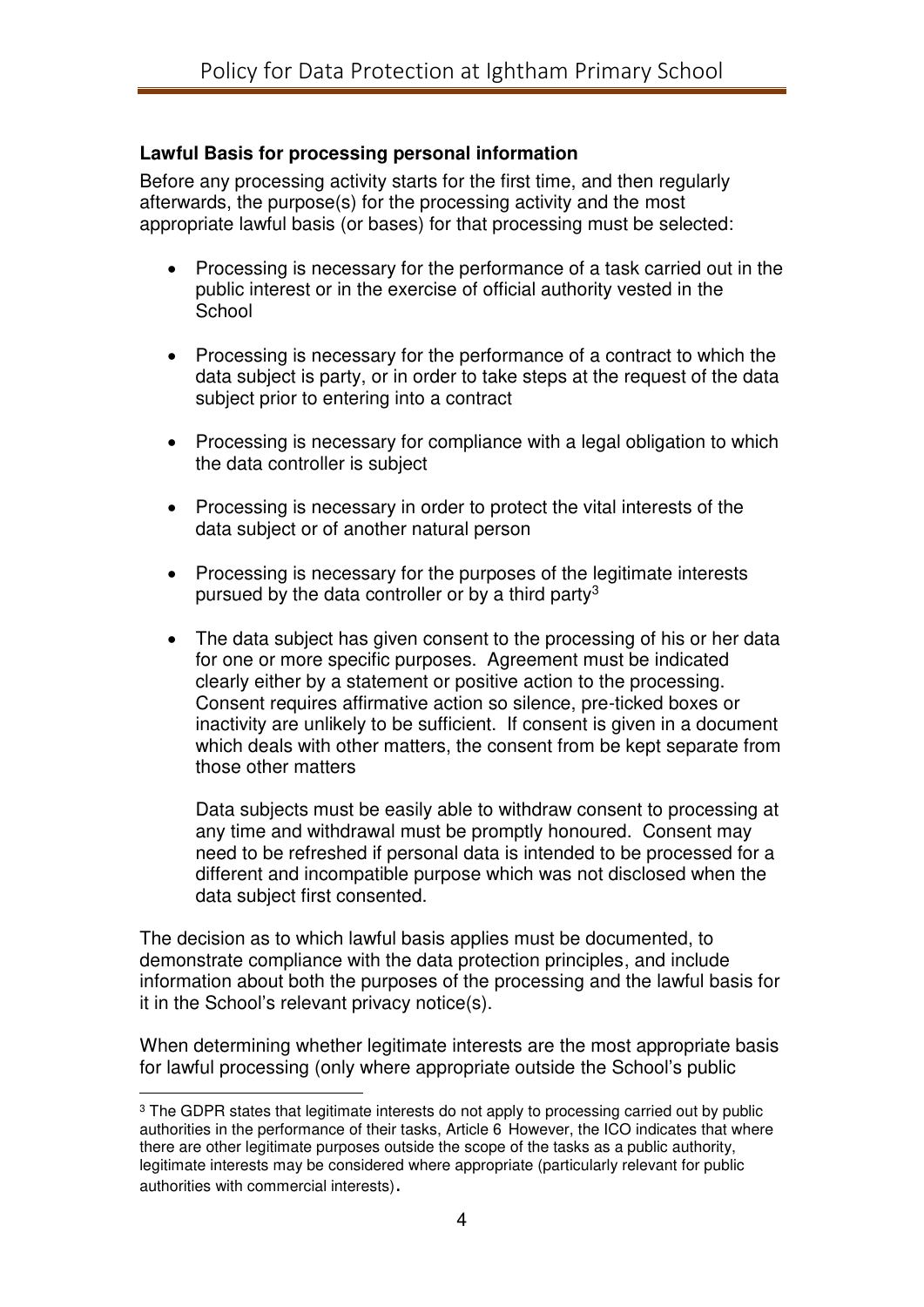**Lawful Basis for processing personal information**

Before any processing activity starts for the first time, and then regularly afterwards, the purpose(s) for the processing activity and the most appropriate lawful basis (or bases) for that processing must be selected:

- Processing is necessary for the performance of a task carried out in the public interest or in the exercise of official authority vested in the School
- Processing is necessary for the performance of a contract to which the data subject is party, or in order to take steps at the request of the data subject prior to entering into a contract
- Processing is necessary for compliance with a legal obligation to which the data controller is subject
- Processing is necessary in order to protect the vital interests of the data subject or of another natural person
- Processing is necessary for the purposes of the legitimate interests pursued by the data controller or by a third party[3]
- The data subject has given consent to the processing of his or her data for one or more specific purposes. Agreement must be indicated clearly either by a statement or positive action to the processing. Consent requires affirmative action so silence, pre-ticked boxes or inactivity are unlikely to be sufficient. If consent is given in a document which deals with other matters, the consent from be kept separate from those other matters

  Data subjects must be easily able to withdraw consent to processing at any time and withdrawal must be promptly honoured. Consent may need to be refreshed if personal data is intended to be processed for a different and incompatible purpose which was not disclosed when the data subject first consented.

The decision as to which lawful basis applies must be documented, to demonstrate compliance with the data protection principles, and include information about both the purposes of the processing and the lawful basis for it in the School's relevant privacy notice(s).

When determining whether legitimate interests are the most appropriate basis for lawful processing (only where appropriate outside the School's public

[3] The GDPR states that legitimate interests do not apply to processing carried out by public authorities in the performance of their tasks, Article 6 However, the ICO indicates that where there are other legitimate purposes outside the scope of the tasks as a public authority, legitimate interests may be considered where appropriate (particularly relevant for public authorities with commercial interests).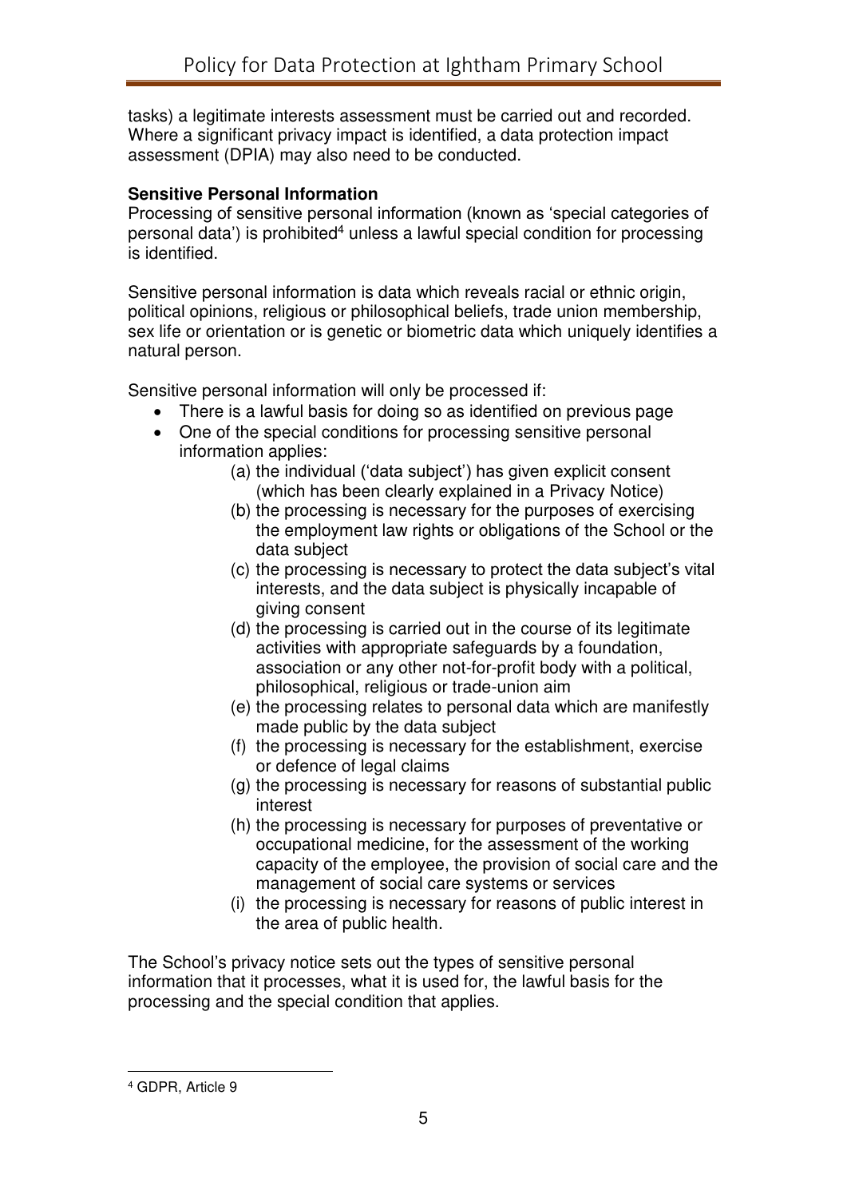tasks) a legitimate interests assessment must be carried out and recorded. Where a significant privacy impact is identified, a data protection impact assessment (DPIA) may also need to be conducted.

**Sensitive Personal Information**

Processing of sensitive personal information (known as 'special categories of personal data') is prohibited[4] unless a lawful special condition for processing is identified.

Sensitive personal information is data which reveals racial or ethnic origin, political opinions, religious or philosophical beliefs, trade union membership, sex life or orientation or is genetic or biometric data which uniquely identifies a natural person.

Sensitive personal information will only be processed if:

- There is a lawful basis for doing so as identified on previous page
- One of the special conditions for processing sensitive personal information applies:
    - (a) the individual ('data subject') has given explicit consent (which has been clearly explained in a Privacy Notice)
    - (b) the processing is necessary for the purposes of exercising the employment law rights or obligations of the School or the data subject
    - (c) the processing is necessary to protect the data subject's vital interests, and the data subject is physically incapable of giving consent
    - (d) the processing is carried out in the course of its legitimate activities with appropriate safeguards by a foundation, association or any other not-for-profit body with a political, philosophical, religious or trade-union aim
    - (e) the processing relates to personal data which are manifestly made public by the data subject
    - (f) the processing is necessary for the establishment, exercise or defence of legal claims
    - (g) the processing is necessary for reasons of substantial public interest
    - (h) the processing is necessary for purposes of preventative or occupational medicine, for the assessment of the working capacity of the employee, the provision of social care and the management of social care systems or services
    - (i) the processing is necessary for reasons of public interest in the area of public health.

The School's privacy notice sets out the types of sensitive personal information that it processes, what it is used for, the lawful basis for the processing and the special condition that applies.

---

[4] GDPR, Article 9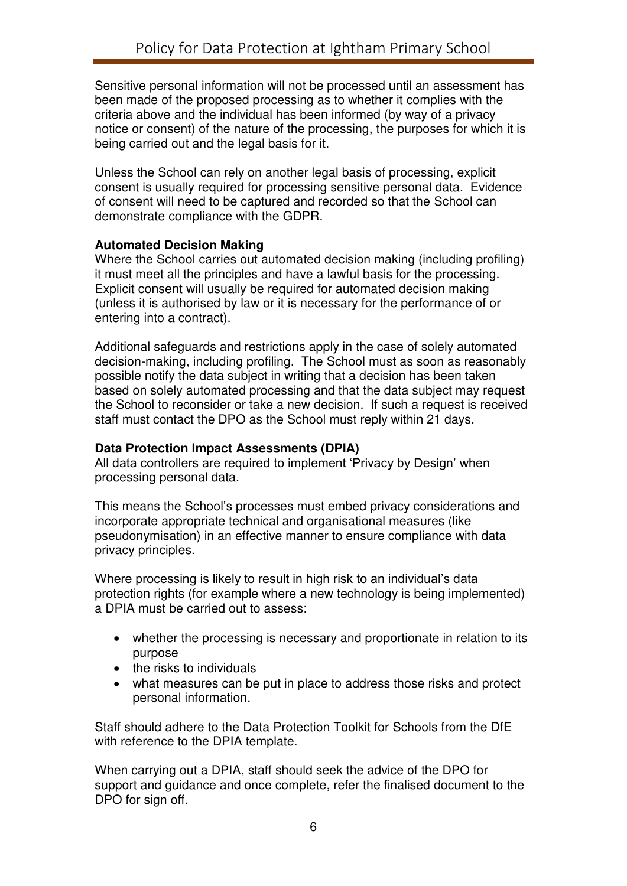Sensitive personal information will not be processed until an assessment has been made of the proposed processing as to whether it complies with the criteria above and the individual has been informed (by way of a privacy notice or consent) of the nature of the processing, the purposes for which it is being carried out and the legal basis for it.

Unless the School can rely on another legal basis of processing, explicit consent is usually required for processing sensitive personal data. Evidence of consent will need to be captured and recorded so that the School can demonstrate compliance with the GDPR.

**Automated Decision Making**

Where the School carries out automated decision making (including profiling) it must meet all the principles and have a lawful basis for the processing. Explicit consent will usually be required for automated decision making (unless it is authorised by law or it is necessary for the performance of or entering into a contract).

Additional safeguards and restrictions apply in the case of solely automated decision-making, including profiling. The School must as soon as reasonably possible notify the data subject in writing that a decision has been taken based on solely automated processing and that the data subject may request the School to reconsider or take a new decision. If such a request is received staff must contact the DPO as the School must reply within 21 days.

**Data Protection Impact Assessments (DPIA)**

All data controllers are required to implement 'Privacy by Design' when processing personal data.

This means the School's processes must embed privacy considerations and incorporate appropriate technical and organisational measures (like pseudonymisation) in an effective manner to ensure compliance with data privacy principles.

Where processing is likely to result in high risk to an individual's data protection rights (for example where a new technology is being implemented) a DPIA must be carried out to assess:

- whether the processing is necessary and proportionate in relation to its purpose
- the risks to individuals
- what measures can be put in place to address those risks and protect personal information.

Staff should adhere to the Data Protection Toolkit for Schools from the DfE with reference to the DPIA template.

When carrying out a DPIA, staff should seek the advice of the DPO for support and guidance and once complete, refer the finalised document to the DPO for sign off.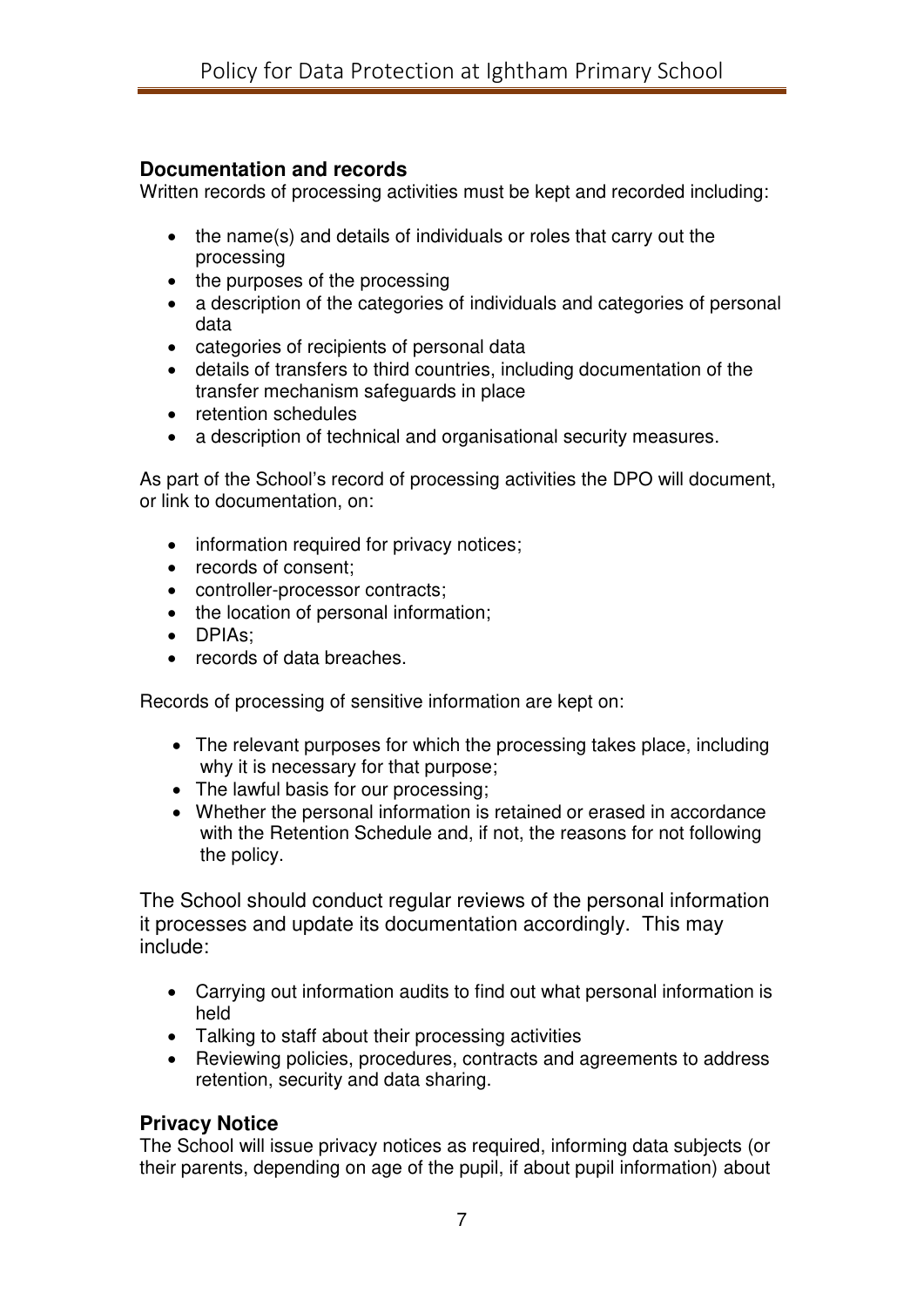## Documentation and records

Written records of processing activities must be kept and recorded including:

- the name(s) and details of individuals or roles that carry out the processing
- the purposes of the processing
- a description of the categories of individuals and categories of personal data
- categories of recipients of personal data
- details of transfers to third countries, including documentation of the transfer mechanism safeguards in place
- retention schedules
- a description of technical and organisational security measures.

As part of the School's record of processing activities the DPO will document, or link to documentation, on:

- information required for privacy notices;
- records of consent;
- controller-processor contracts;
- the location of personal information;
- DPIAs;
- records of data breaches.

Records of processing of sensitive information are kept on:

- The relevant purposes for which the processing takes place, including why it is necessary for that purpose;
- The lawful basis for our processing;
- Whether the personal information is retained or erased in accordance with the Retention Schedule and, if not, the reasons for not following the policy.

The School should conduct regular reviews of the personal information it processes and update its documentation accordingly. This may include:

- Carrying out information audits to find out what personal information is held
- Talking to staff about their processing activities
- Reviewing policies, procedures, contracts and agreements to address retention, security and data sharing.

## Privacy Notice

The School will issue privacy notices as required, informing data subjects (or their parents, depending on age of the pupil, if about pupil information) about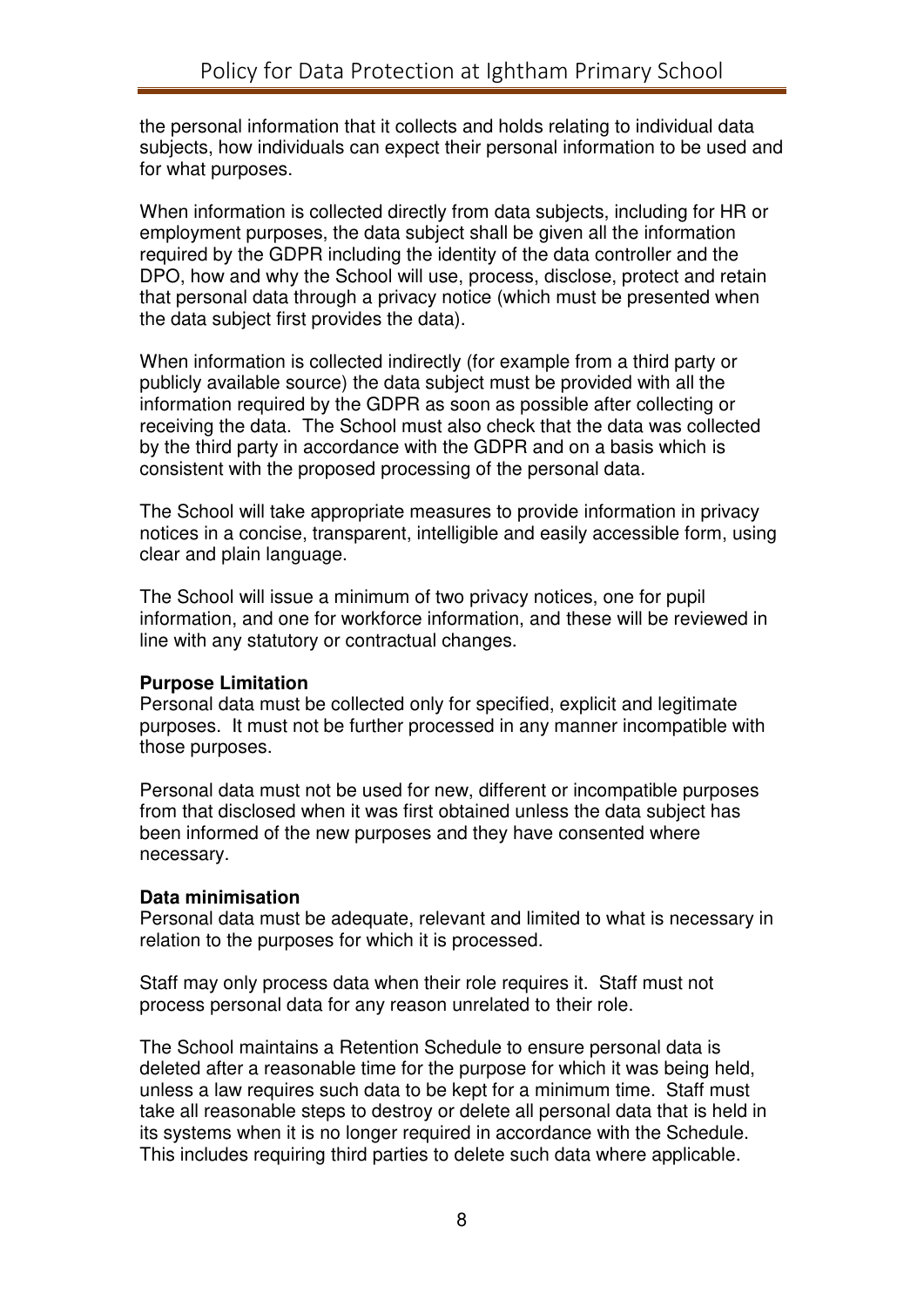the personal information that it collects and holds relating to individual data subjects, how individuals can expect their personal information to be used and for what purposes.

When information is collected directly from data subjects, including for HR or employment purposes, the data subject shall be given all the information required by the GDPR including the identity of the data controller and the DPO, how and why the School will use, process, disclose, protect and retain that personal data through a privacy notice (which must be presented when the data subject first provides the data).

When information is collected indirectly (for example from a third party or publicly available source) the data subject must be provided with all the information required by the GDPR as soon as possible after collecting or receiving the data. The School must also check that the data was collected by the third party in accordance with the GDPR and on a basis which is consistent with the proposed processing of the personal data.

The School will take appropriate measures to provide information in privacy notices in a concise, transparent, intelligible and easily accessible form, using clear and plain language.

The School will issue a minimum of two privacy notices, one for pupil information, and one for workforce information, and these will be reviewed in line with any statutory or contractual changes.

**Purpose Limitation**
Personal data must be collected only for specified, explicit and legitimate purposes. It must not be further processed in any manner incompatible with those purposes.

Personal data must not be used for new, different or incompatible purposes from that disclosed when it was first obtained unless the data subject has been informed of the new purposes and they have consented where necessary.

**Data minimisation**
Personal data must be adequate, relevant and limited to what is necessary in relation to the purposes for which it is processed.

Staff may only process data when their role requires it. Staff must not process personal data for any reason unrelated to their role.

The School maintains a Retention Schedule to ensure personal data is deleted after a reasonable time for the purpose for which it was being held, unless a law requires such data to be kept for a minimum time. Staff must take all reasonable steps to destroy or delete all personal data that is held in its systems when it is no longer required in accordance with the Schedule. This includes requiring third parties to delete such data where applicable.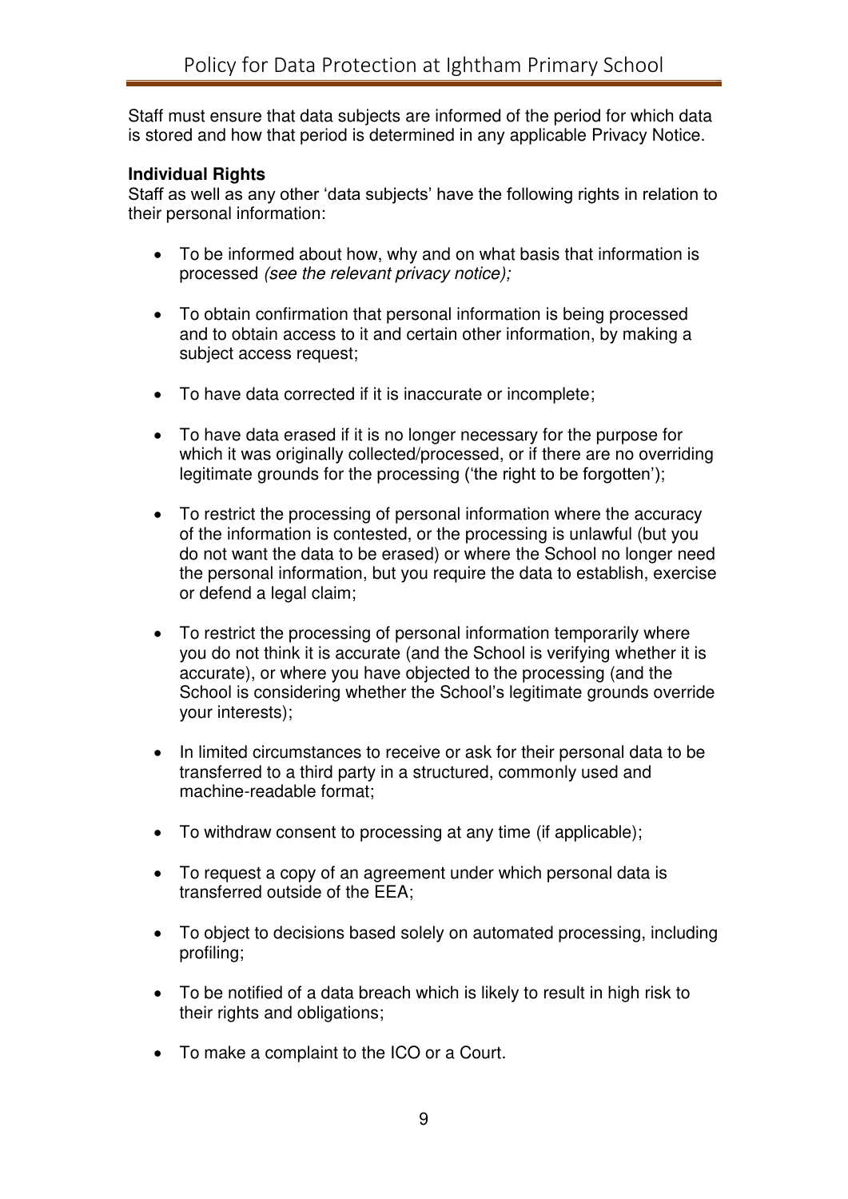Staff must ensure that data subjects are informed of the period for which data is stored and how that period is determined in any applicable Privacy Notice.

**Individual Rights**

Staff as well as any other 'data subjects' have the following rights in relation to their personal information:

- To be informed about how, why and on what basis that information is processed *(see the relevant privacy notice);*
- To obtain confirmation that personal information is being processed and to obtain access to it and certain other information, by making a subject access request;
- To have data corrected if it is inaccurate or incomplete;
- To have data erased if it is no longer necessary for the purpose for which it was originally collected/processed, or if there are no overriding legitimate grounds for the processing ('the right to be forgotten');
- To restrict the processing of personal information where the accuracy of the information is contested, or the processing is unlawful (but you do not want the data to be erased) or where the School no longer need the personal information, but you require the data to establish, exercise or defend a legal claim;
- To restrict the processing of personal information temporarily where you do not think it is accurate (and the School is verifying whether it is accurate), or where you have objected to the processing (and the School is considering whether the School's legitimate grounds override your interests);
- In limited circumstances to receive or ask for their personal data to be transferred to a third party in a structured, commonly used and machine-readable format;
- To withdraw consent to processing at any time (if applicable);
- To request a copy of an agreement under which personal data is transferred outside of the EEA;
- To object to decisions based solely on automated processing, including profiling;
- To be notified of a data breach which is likely to result in high risk to their rights and obligations;
- To make a complaint to the ICO or a Court.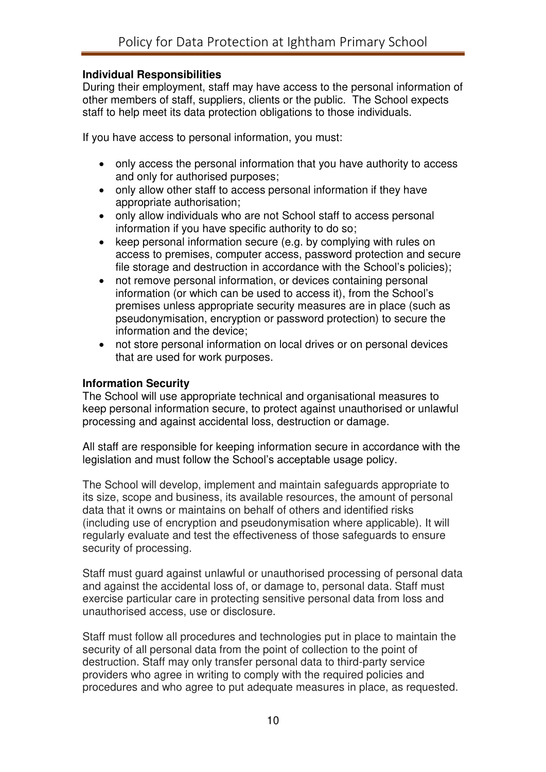**Individual Responsibilities**

During their employment, staff may have access to the personal information of other members of staff, suppliers, clients or the public. The School expects staff to help meet its data protection obligations to those individuals.

If you have access to personal information, you must:

- only access the personal information that you have authority to access and only for authorised purposes;
- only allow other staff to access personal information if they have appropriate authorisation;
- only allow individuals who are not School staff to access personal information if you have specific authority to do so;
- keep personal information secure (e.g. by complying with rules on access to premises, computer access, password protection and secure file storage and destruction in accordance with the School's policies);
- not remove personal information, or devices containing personal information (or which can be used to access it), from the School's premises unless appropriate security measures are in place (such as pseudonymisation, encryption or password protection) to secure the information and the device;
- not store personal information on local drives or on personal devices that are used for work purposes.

**Information Security**

The School will use appropriate technical and organisational measures to keep personal information secure, to protect against unauthorised or unlawful processing and against accidental loss, destruction or damage.

All staff are responsible for keeping information secure in accordance with the legislation and must follow the School's acceptable usage policy.

The School will develop, implement and maintain safeguards appropriate to its size, scope and business, its available resources, the amount of personal data that it owns or maintains on behalf of others and identified risks (including use of encryption and pseudonymisation where applicable). It will regularly evaluate and test the effectiveness of those safeguards to ensure security of processing.

Staff must guard against unlawful or unauthorised processing of personal data and against the accidental loss of, or damage to, personal data. Staff must exercise particular care in protecting sensitive personal data from loss and unauthorised access, use or disclosure.

Staff must follow all procedures and technologies put in place to maintain the security of all personal data from the point of collection to the point of destruction. Staff may only transfer personal data to third-party service providers who agree in writing to comply with the required policies and procedures and who agree to put adequate measures in place, as requested.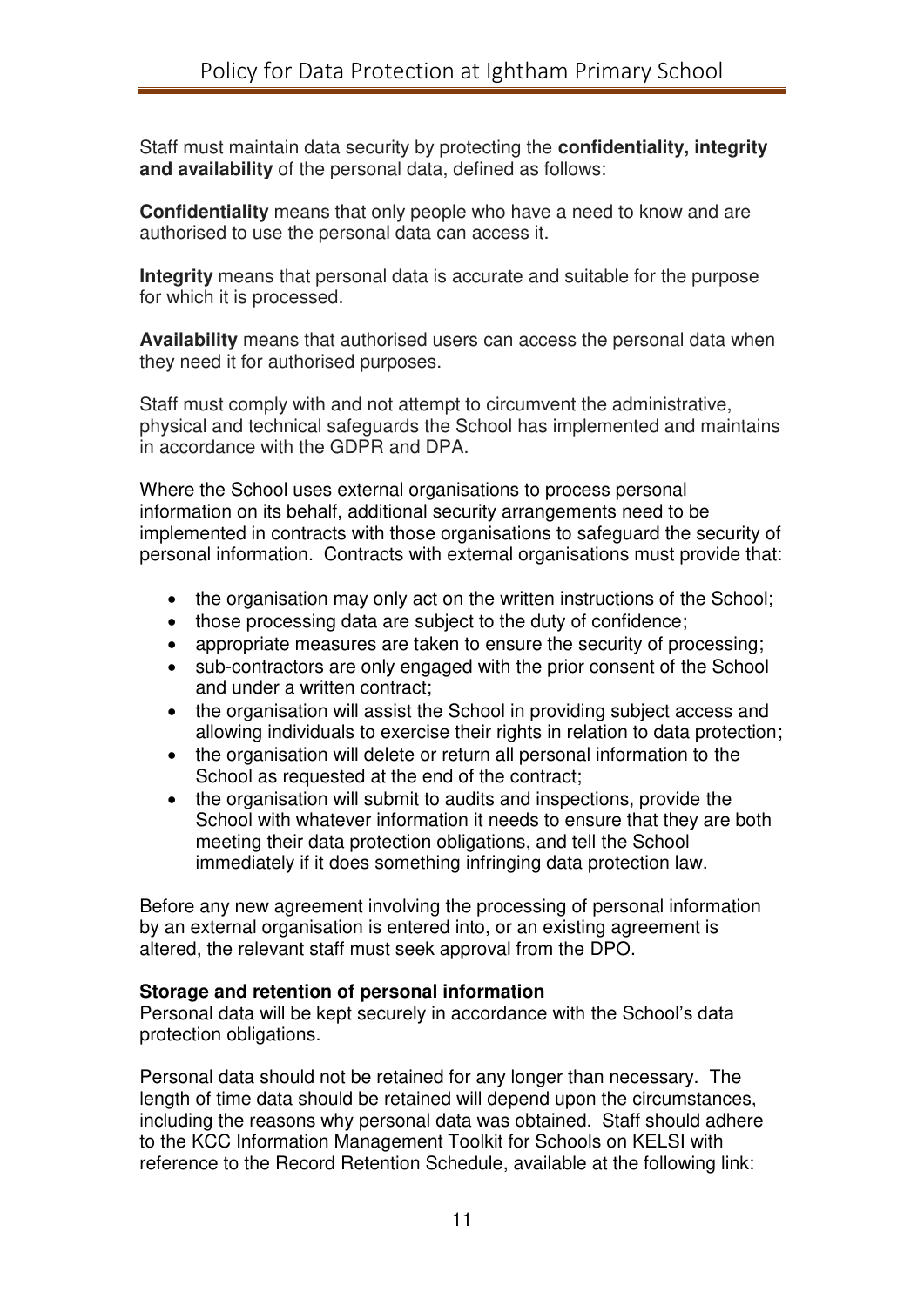Staff must maintain data security by protecting the **confidentiality, integrity and availability** of the personal data, defined as follows:

**Confidentiality** means that only people who have a need to know and are authorised to use the personal data can access it.

**Integrity** means that personal data is accurate and suitable for the purpose for which it is processed.

**Availability** means that authorised users can access the personal data when they need it for authorised purposes.

Staff must comply with and not attempt to circumvent the administrative, physical and technical safeguards the School has implemented and maintains in accordance with the GDPR and DPA.

Where the School uses external organisations to process personal information on its behalf, additional security arrangements need to be implemented in contracts with those organisations to safeguard the security of personal information. Contracts with external organisations must provide that:

- the organisation may only act on the written instructions of the School;
- those processing data are subject to the duty of confidence;
- appropriate measures are taken to ensure the security of processing;
- sub-contractors are only engaged with the prior consent of the School and under a written contract;
- the organisation will assist the School in providing subject access and allowing individuals to exercise their rights in relation to data protection;
- the organisation will delete or return all personal information to the School as requested at the end of the contract;
- the organisation will submit to audits and inspections, provide the School with whatever information it needs to ensure that they are both meeting their data protection obligations, and tell the School immediately if it does something infringing data protection law.

Before any new agreement involving the processing of personal information by an external organisation is entered into, or an existing agreement is altered, the relevant staff must seek approval from the DPO.

**Storage and retention of personal information**

Personal data will be kept securely in accordance with the School's data protection obligations.

Personal data should not be retained for any longer than necessary. The length of time data should be retained will depend upon the circumstances, including the reasons why personal data was obtained. Staff should adhere to the KCC Information Management Toolkit for Schools on KELSI with reference to the Record Retention Schedule, available at the following link: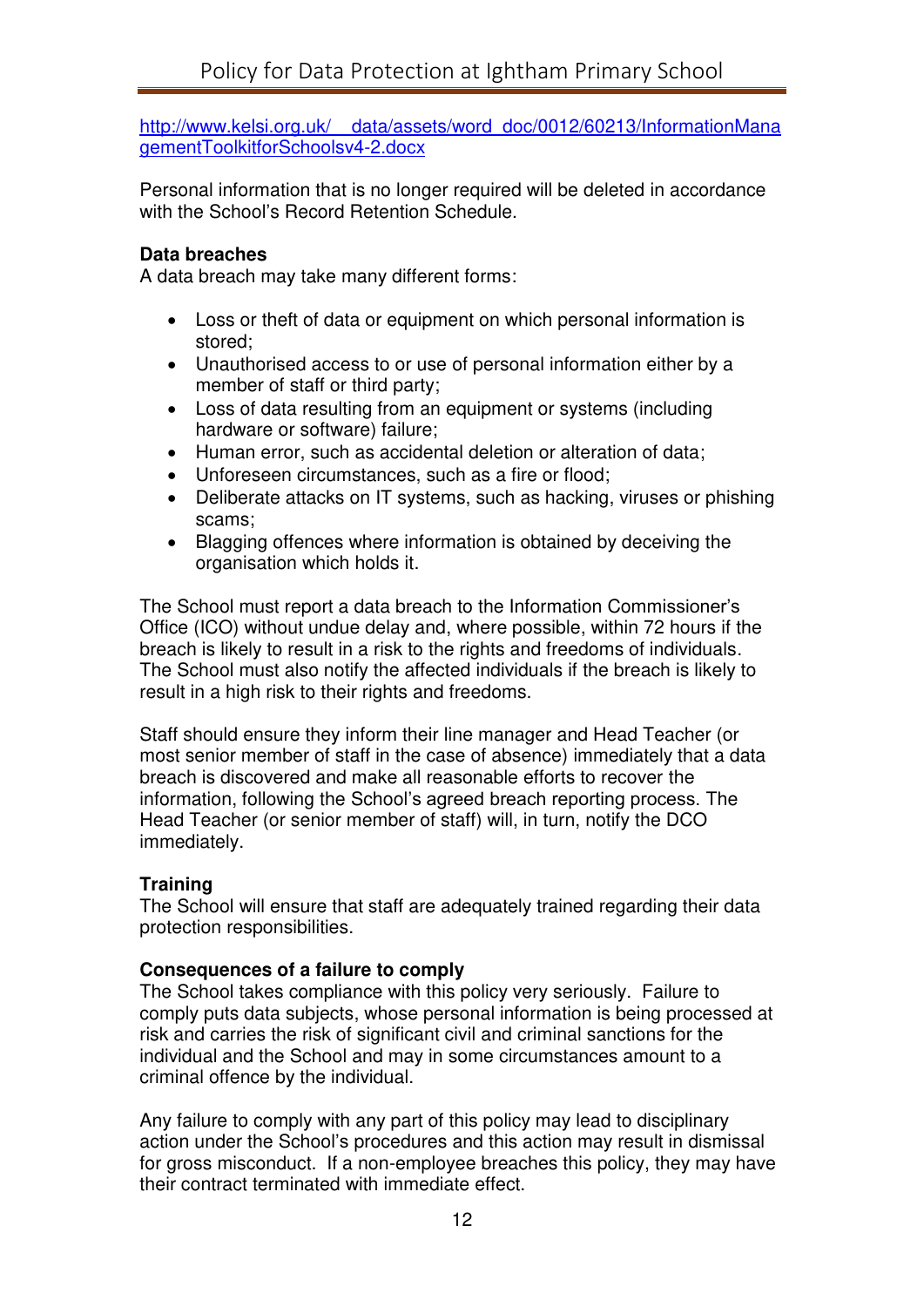http://www.kelsi.org.uk/__data/assets/word_doc/0012/60213/InformationManagementToolkitforSchoolsv4-2.docx

Personal information that is no longer required will be deleted in accordance with the School's Record Retention Schedule.

**Data breaches**
A data breach may take many different forms:

- Loss or theft of data or equipment on which personal information is stored;
- Unauthorised access to or use of personal information either by a member of staff or third party;
- Loss of data resulting from an equipment or systems (including hardware or software) failure;
- Human error, such as accidental deletion or alteration of data;
- Unforeseen circumstances, such as a fire or flood;
- Deliberate attacks on IT systems, such as hacking, viruses or phishing scams;
- Blagging offences where information is obtained by deceiving the organisation which holds it.

The School must report a data breach to the Information Commissioner's Office (ICO) without undue delay and, where possible, within 72 hours if the breach is likely to result in a risk to the rights and freedoms of individuals. The School must also notify the affected individuals if the breach is likely to result in a high risk to their rights and freedoms.

Staff should ensure they inform their line manager and Head Teacher (or most senior member of staff in the case of absence) immediately that a data breach is discovered and make all reasonable efforts to recover the information, following the School's agreed breach reporting process. The Head Teacher (or senior member of staff) will, in turn, notify the DCO immediately.

**Training**
The School will ensure that staff are adequately trained regarding their data protection responsibilities.

**Consequences of a failure to comply**
The School takes compliance with this policy very seriously. Failure to comply puts data subjects, whose personal information is being processed at risk and carries the risk of significant civil and criminal sanctions for the individual and the School and may in some circumstances amount to a criminal offence by the individual.

Any failure to comply with any part of this policy may lead to disciplinary action under the School's procedures and this action may result in dismissal for gross misconduct. If a non-employee breaches this policy, they may have their contract terminated with immediate effect.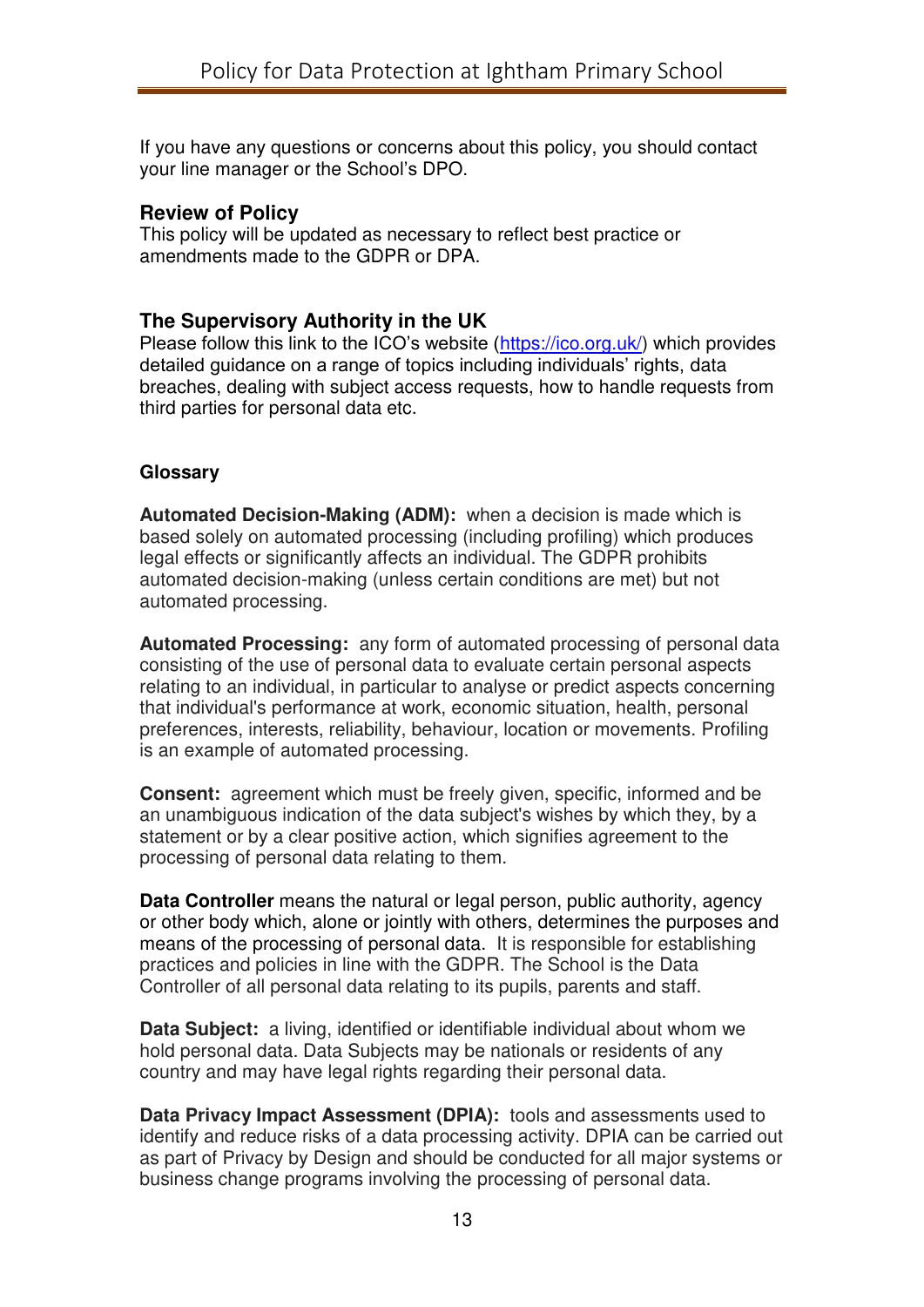If you have any questions or concerns about this policy, you should contact your line manager or the School's DPO.

## Review of Policy

This policy will be updated as necessary to reflect best practice or amendments made to the GDPR or DPA.

## The Supervisory Authority in the UK

Please follow this link to the ICO's website (https://ico.org.uk/) which provides detailed guidance on a range of topics including individuals' rights, data breaches, dealing with subject access requests, how to handle requests from third parties for personal data etc.

### Glossary

**Automated Decision-Making (ADM):** when a decision is made which is based solely on automated processing (including profiling) which produces legal effects or significantly affects an individual. The GDPR prohibits automated decision-making (unless certain conditions are met) but not automated processing.

**Automated Processing:** any form of automated processing of personal data consisting of the use of personal data to evaluate certain personal aspects relating to an individual, in particular to analyse or predict aspects concerning that individual's performance at work, economic situation, health, personal preferences, interests, reliability, behaviour, location or movements. Profiling is an example of automated processing.

**Consent:** agreement which must be freely given, specific, informed and be an unambiguous indication of the data subject's wishes by which they, by a statement or by a clear positive action, which signifies agreement to the processing of personal data relating to them.

**Data Controller** means the natural or legal person, public authority, agency or other body which, alone or jointly with others, determines the purposes and means of the processing of personal data. It is responsible for establishing practices and policies in line with the GDPR. The School is the Data Controller of all personal data relating to its pupils, parents and staff.

**Data Subject:** a living, identified or identifiable individual about whom we hold personal data. Data Subjects may be nationals or residents of any country and may have legal rights regarding their personal data.

**Data Privacy Impact Assessment (DPIA):** tools and assessments used to identify and reduce risks of a data processing activity. DPIA can be carried out as part of Privacy by Design and should be conducted for all major systems or business change programs involving the processing of personal data.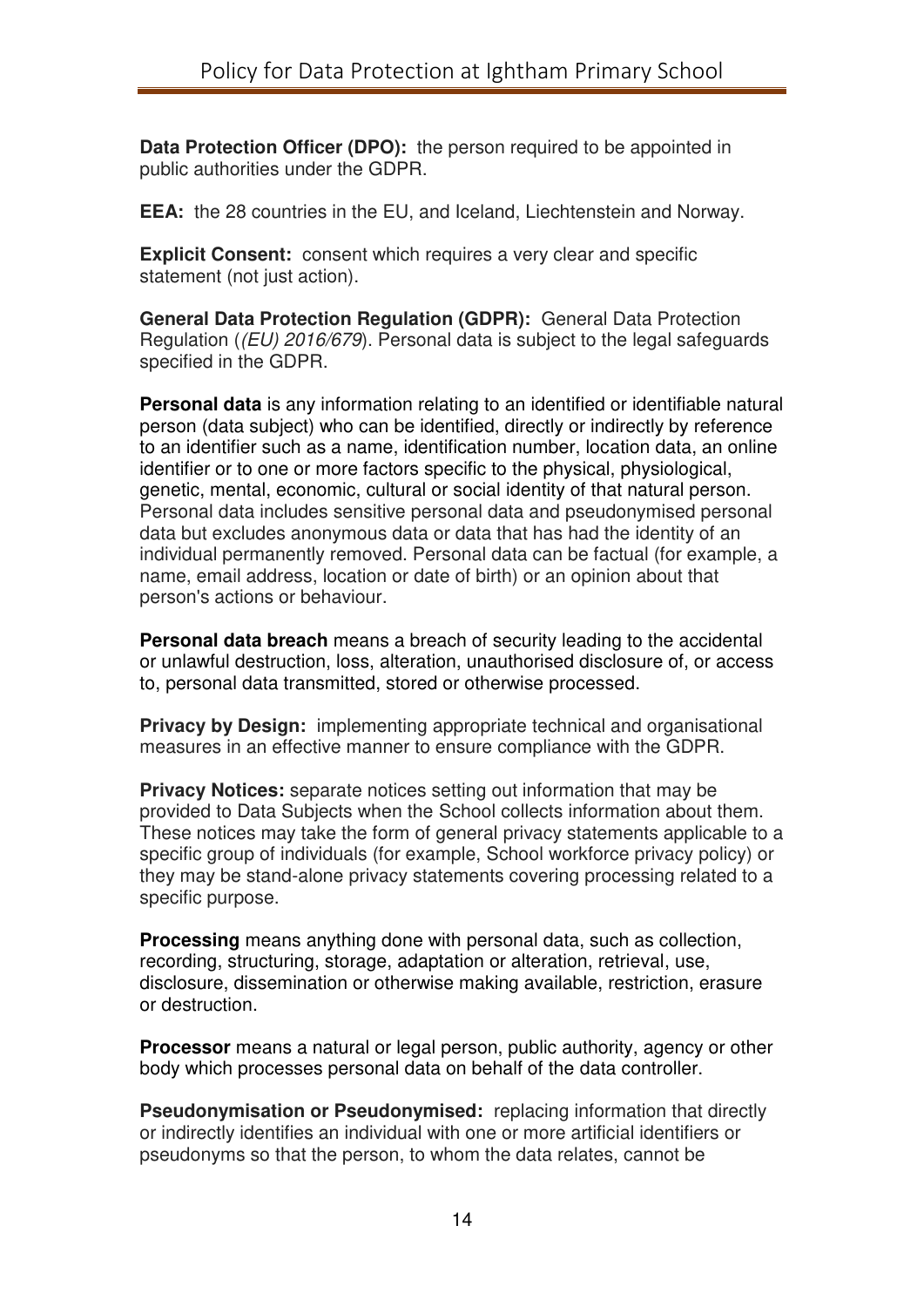**Data Protection Officer (DPO):** the person required to be appointed in public authorities under the GDPR.

**EEA:** the 28 countries in the EU, and Iceland, Liechtenstein and Norway.

**Explicit Consent:** consent which requires a very clear and specific statement (not just action).

**General Data Protection Regulation (GDPR):** General Data Protection Regulation (*(EU) 2016/679*). Personal data is subject to the legal safeguards specified in the GDPR.

**Personal data** is any information relating to an identified or identifiable natural person (data subject) who can be identified, directly or indirectly by reference to an identifier such as a name, identification number, location data, an online identifier or to one or more factors specific to the physical, physiological, genetic, mental, economic, cultural or social identity of that natural person. Personal data includes sensitive personal data and pseudonymised personal data but excludes anonymous data or data that has had the identity of an individual permanently removed. Personal data can be factual (for example, a name, email address, location or date of birth) or an opinion about that person's actions or behaviour.

**Personal data breach** means a breach of security leading to the accidental or unlawful destruction, loss, alteration, unauthorised disclosure of, or access to, personal data transmitted, stored or otherwise processed.

**Privacy by Design:** implementing appropriate technical and organisational measures in an effective manner to ensure compliance with the GDPR.

**Privacy Notices:** separate notices setting out information that may be provided to Data Subjects when the School collects information about them. These notices may take the form of general privacy statements applicable to a specific group of individuals (for example, School workforce privacy policy) or they may be stand-alone privacy statements covering processing related to a specific purpose.

**Processing** means anything done with personal data, such as collection, recording, structuring, storage, adaptation or alteration, retrieval, use, disclosure, dissemination or otherwise making available, restriction, erasure or destruction.

**Processor** means a natural or legal person, public authority, agency or other body which processes personal data on behalf of the data controller.

**Pseudonymisation or Pseudonymised:** replacing information that directly or indirectly identifies an individual with one or more artificial identifiers or pseudonyms so that the person, to whom the data relates, cannot be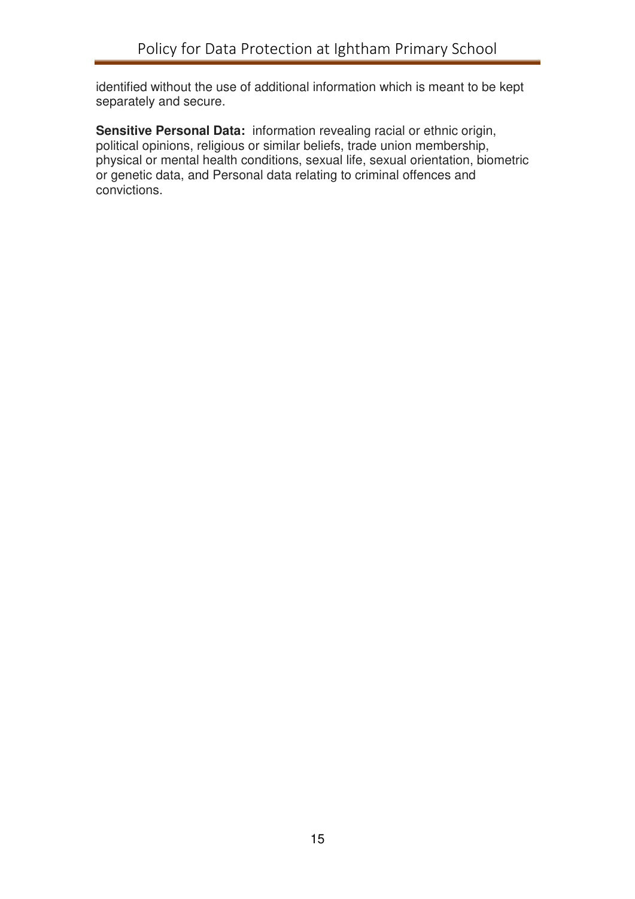identified without the use of additional information which is meant to be kept separately and secure.

**Sensitive Personal Data:** information revealing racial or ethnic origin, political opinions, religious or similar beliefs, trade union membership, physical or mental health conditions, sexual life, sexual orientation, biometric or genetic data, and Personal data relating to criminal offences and convictions.